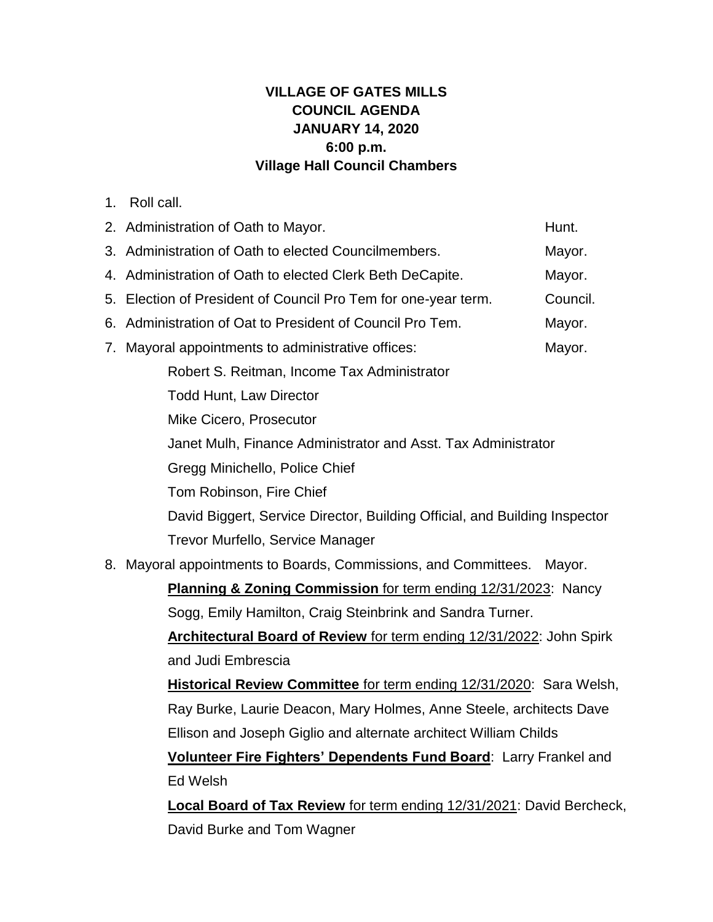**VILLAGE OF GATES MILLS**
**COUNCIL AGENDA**
**JANUARY 14, 2020**
**6:00 p.m.**
**Village Hall Council Chambers**

1. Roll call.
2. Administration of Oath to Mayor. Hunt.
3. Administration of Oath to elected Councilmembers. Mayor.
4. Administration of Oath to elected Clerk Beth DeCapite. Mayor.
5. Election of President of Council Pro Tem for one-year term. Council.
6. Administration of Oat to President of Council Pro Tem. Mayor.
7. Mayoral appointments to administrative offices: Mayor.

   Robert S. Reitman, Income Tax Administrator

   Todd Hunt, Law Director

   Mike Cicero, Prosecutor

   Janet Mulh, Finance Administrator and Asst. Tax Administrator

   Gregg Minichello, Police Chief

   Tom Robinson, Fire Chief

   David Biggert, Service Director, Building Official, and Building Inspector

   Trevor Murfello, Service Manager

8. Mayoral appointments to Boards, Commissions, and Committees. Mayor.

   **Planning & Zoning Commission** for term ending 12/31/2023: Nancy Sogg, Emily Hamilton, Craig Steinbrink and Sandra Turner.

   **Architectural Board of Review** for term ending 12/31/2022: John Spirk and Judi Embrescia

   **Historical Review Committee** for term ending 12/31/2020: Sara Welsh, Ray Burke, Laurie Deacon, Mary Holmes, Anne Steele, architects Dave Ellison and Joseph Giglio and alternate architect William Childs

   **Volunteer Fire Fighters' Dependents Fund Board**: Larry Frankel and Ed Welsh

   **Local Board of Tax Review** for term ending 12/31/2021: David Bercheck, David Burke and Tom Wagner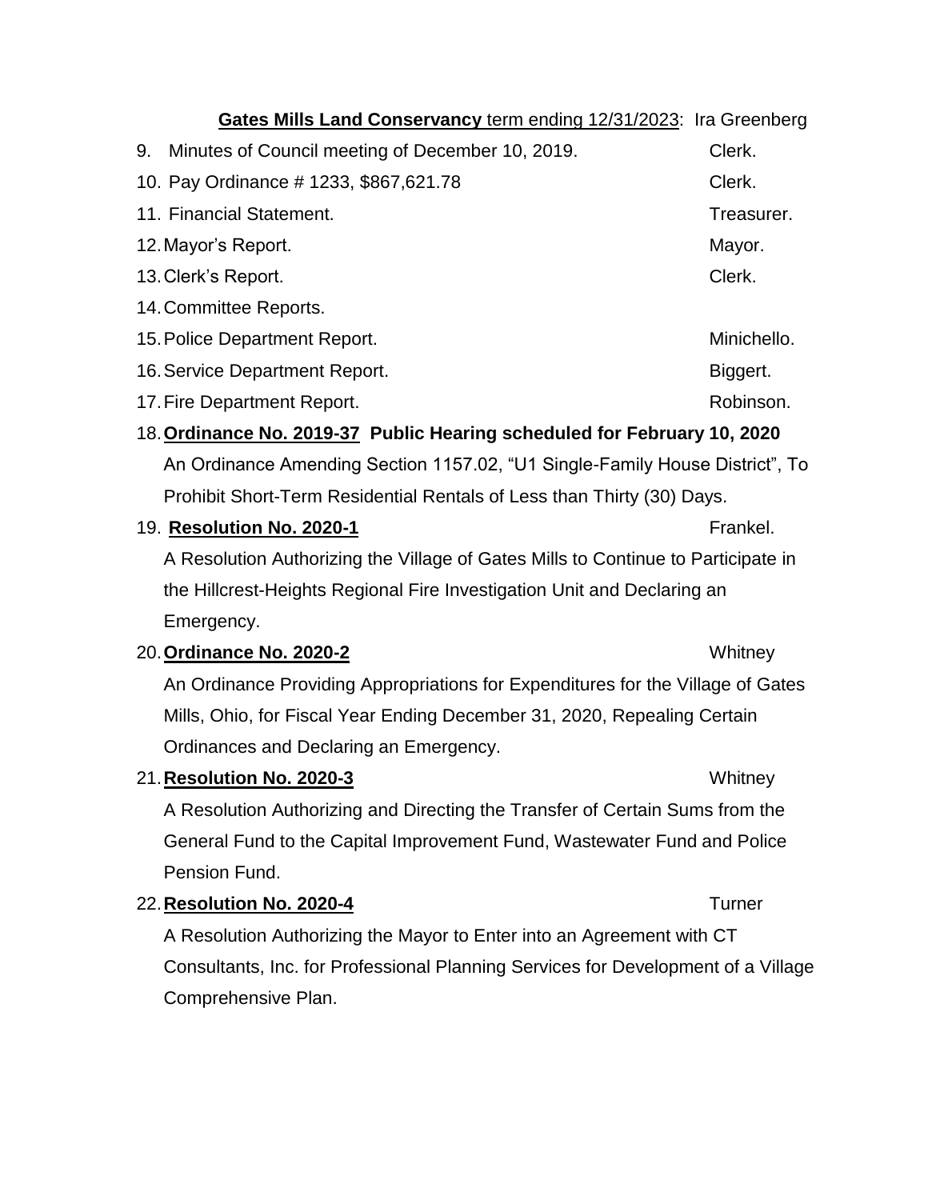**Gates Mills Land Conservancy** term ending 12/31/2023: Ira Greenberg

9. Minutes of Council meeting of December 10, 2019. Clerk.
10. Pay Ordinance # 1233, $867,621.78 Clerk.
11. Financial Statement. Treasurer.
12. Mayor's Report. Mayor.
13. Clerk's Report. Clerk.
14. Committee Reports.
15. Police Department Report. Minichello.
16. Service Department Report. Biggert.
17. Fire Department Report. Robinson.
18. **Ordinance No. 2019-37 Public Hearing scheduled for February 10, 2020**

    An Ordinance Amending Section 1157.02, "U1 Single-Family House District", To Prohibit Short-Term Residential Rentals of Less than Thirty (30) Days.
19. **Resolution No. 2020-1** Frankel.

    A Resolution Authorizing the Village of Gates Mills to Continue to Participate in the Hillcrest-Heights Regional Fire Investigation Unit and Declaring an Emergency.
20. **Ordinance No. 2020-2** Whitney

    An Ordinance Providing Appropriations for Expenditures for the Village of Gates Mills, Ohio, for Fiscal Year Ending December 31, 2020, Repealing Certain Ordinances and Declaring an Emergency.
21. **Resolution No. 2020-3** Whitney

    A Resolution Authorizing and Directing the Transfer of Certain Sums from the General Fund to the Capital Improvement Fund, Wastewater Fund and Police Pension Fund.
22. **Resolution No. 2020-4** Turner

    A Resolution Authorizing the Mayor to Enter into an Agreement with CT Consultants, Inc. for Professional Planning Services for Development of a Village Comprehensive Plan.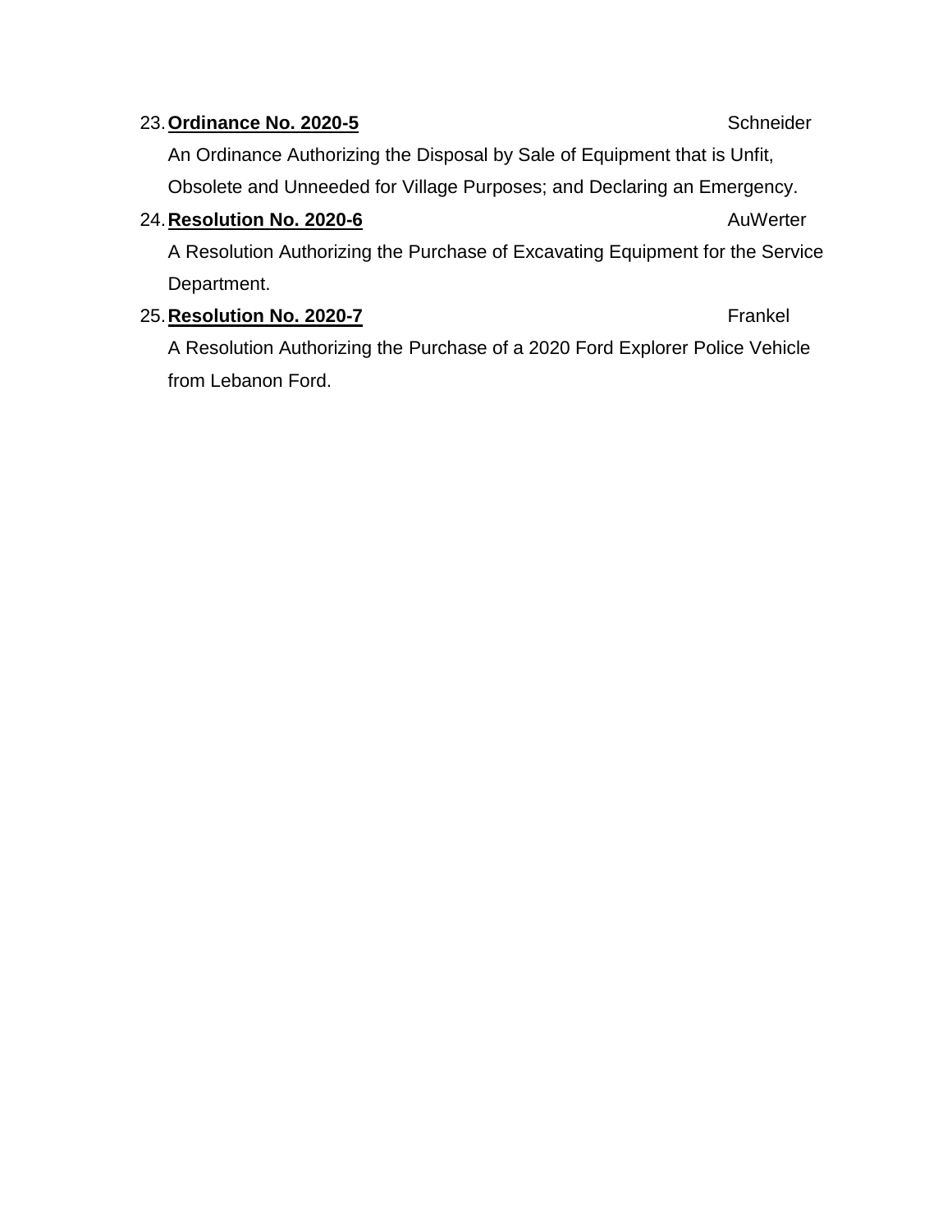23. **Ordinance No. 2020-5** Schneider

    An Ordinance Authorizing the Disposal by Sale of Equipment that is Unfit, Obsolete and Unneeded for Village Purposes; and Declaring an Emergency.

24. **Resolution No. 2020-6** AuWerter

    A Resolution Authorizing the Purchase of Excavating Equipment for the Service Department.

25. **Resolution No. 2020-7** Frankel

    A Resolution Authorizing the Purchase of a 2020 Ford Explorer Police Vehicle from Lebanon Ford.